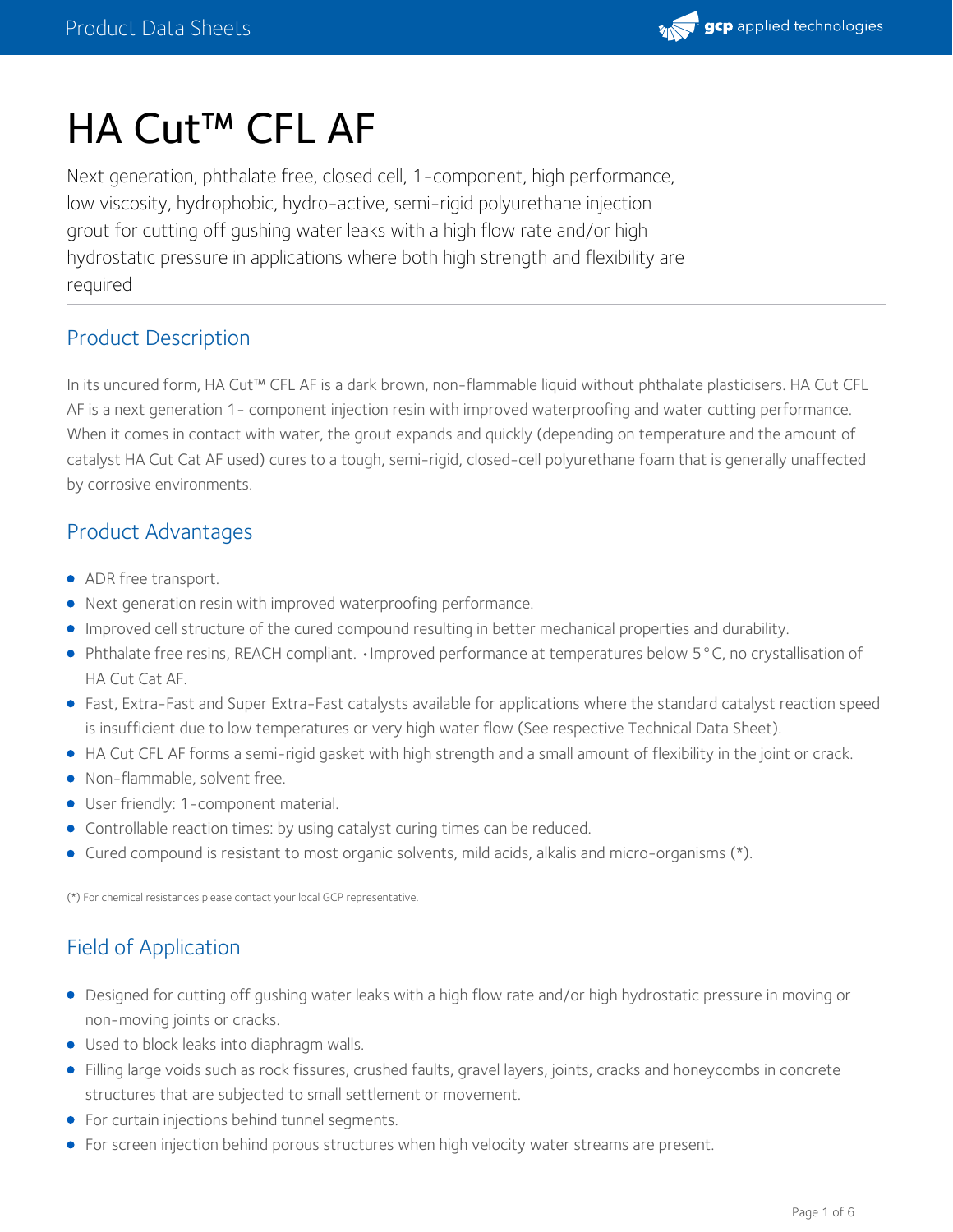# HA Cut™ CFL AF

Next generation, phthalate free, closed cell, 1-component, high performance, low viscosity, hydrophobic, hydro-active, semi-rigid polyurethane injection grout for cutting off gushing water leaks with a high flow rate and/or high hydrostatic pressure in applications where both high strength and flexibility are required

## Product Description

In its uncured form, HA Cut™ CFL AF is a dark brown, non-flammable liquid without phthalate plasticisers. HA Cut CFL AF is a next generation 1- component injection resin with improved waterproofing and water cutting performance. When it comes in contact with water, the grout expands and quickly (depending on temperature and the amount of catalyst HA Cut Cat AF used) cures to a tough, semi-rigid, closed-cell polyurethane foam that is generally unaffected by corrosive environments.

## Product Advantages

- ADR free transport.
- Next generation resin with improved waterproofing performance.
- Improved cell structure of the cured compound resulting in better mechanical properties and durability.
- Phthalate free resins, REACH compliant. •Improved performance at temperatures below 5°C, no crystallisation of HA Cut Cat AF.
- Fast, Extra-Fast and Super Extra-Fast catalysts available for applications where the standard catalyst reaction speed is insufficient due to low temperatures or very high water flow (See respective Technical Data Sheet).
- HA Cut CFL AF forms a semi-rigid gasket with high strength and a small amount of flexibility in the joint or crack.
- Non-flammable, solvent free.
- User friendly: 1-component material.
- Controllable reaction times: by using catalyst curing times can be reduced.
- Cured compound is resistant to most organic solvents, mild acids, alkalis and micro-organisms (*).

(*) For chemical resistances please contact your local GCP representative.

## Field of Application

- Designed for cutting off gushing water leaks with a high flow rate and/or high hydrostatic pressure in moving or non-moving joints or cracks.
- Used to block leaks into diaphragm walls.
- Filling large voids such as rock fissures, crushed faults, gravel layers, joints, cracks and honeycombs in concrete structures that are subjected to small settlement or movement.
- For curtain injections behind tunnel segments.
- For screen injection behind porous structures when high velocity water streams are present.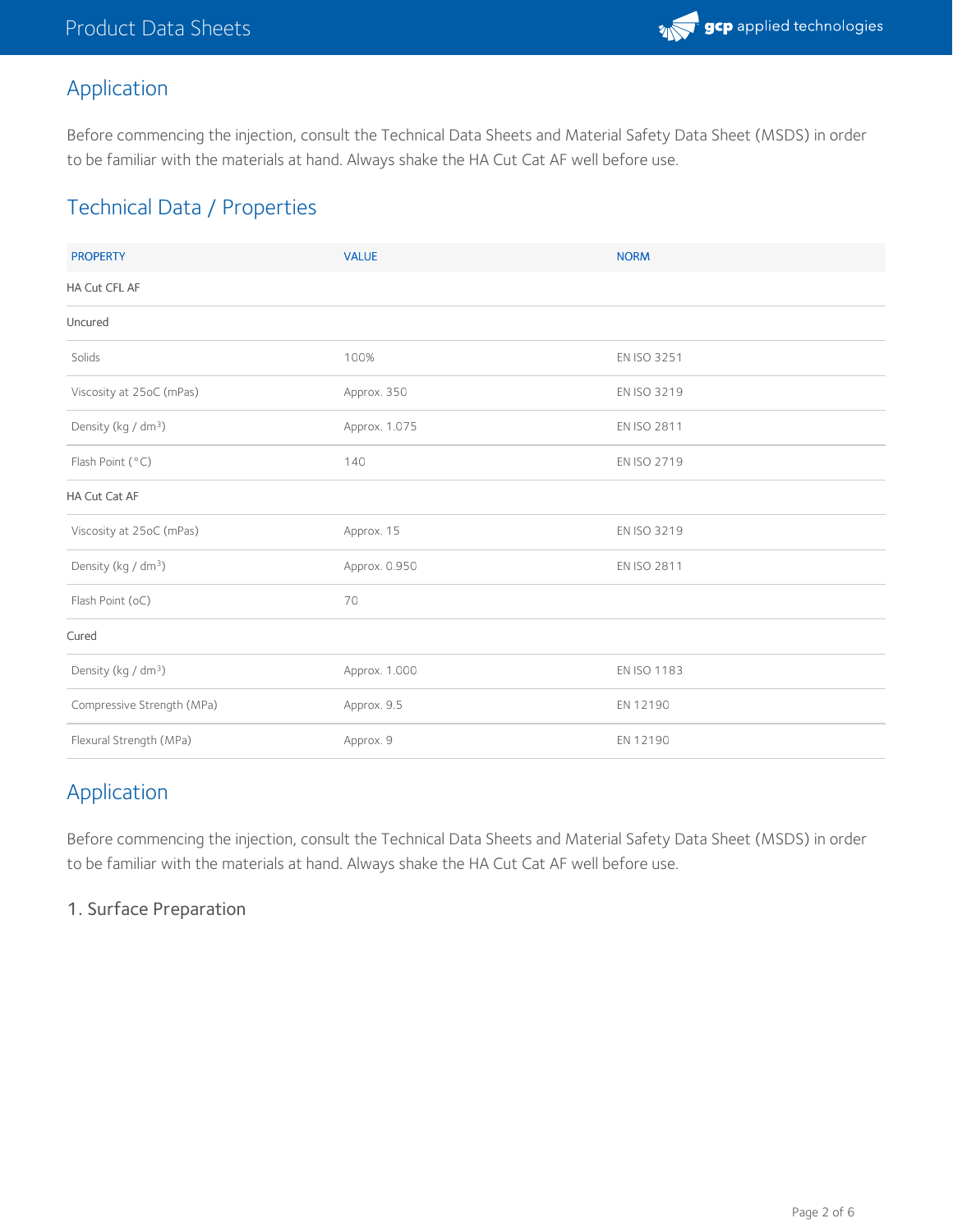## Application

Before commencing the injection, consult the Technical Data Sheets and Material Safety Data Sheet (MSDS) in order to be familiar with the materials at hand. Always shake the HA Cut Cat AF well before use.

## Technical Data / Properties

| PROPERTY | VALUE | NORM |
|---|---|---|
| HA Cut CFL AF | | |
| Uncured | | |
| Solids | 100% | EN ISO 3251 |
| Viscosity at 25oC (mPas) | Approx. 350 | EN ISO 3219 |
| Density (kg / $dm^3$) | Approx. 1.075 | EN ISO 2811 |
| Flash Point (°C) | 140 | EN ISO 2719 |
| HA Cut Cat AF | | |
| Viscosity at 25oC (mPas) | Approx. 15 | EN ISO 3219 |
| Density (kg / $dm^3$) | Approx. 0.950 | EN ISO 2811 |
| Flash Point (oC) | 70 | |
| Cured | | |
| Density (kg / $dm^3$) | Approx. 1.000 | EN ISO 1183 |
| Compressive Strength (MPa) | Approx. 9.5 | EN 12190 |
| Flexural Strength (MPa) | Approx. 9 | EN 12190 |

## Application

Before commencing the injection, consult the Technical Data Sheets and Material Safety Data Sheet (MSDS) in order to be familiar with the materials at hand. Always shake the HA Cut Cat AF well before use.

### 1. Surface Preparation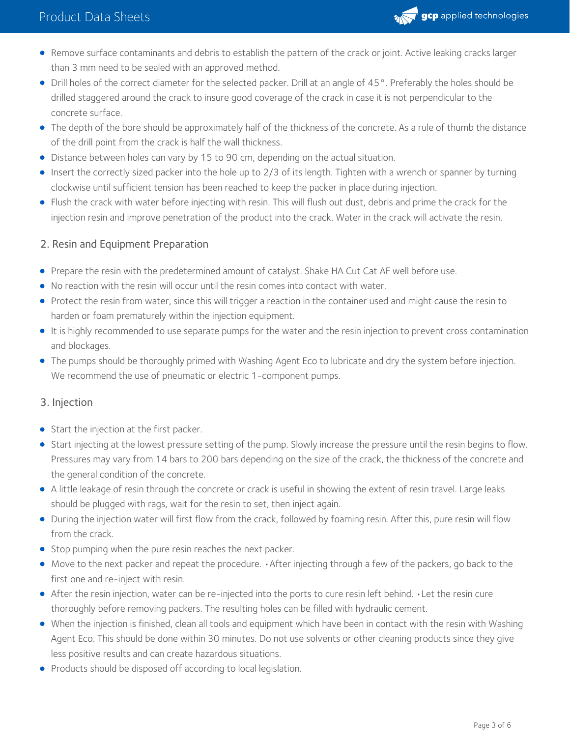- Remove surface contaminants and debris to establish the pattern of the crack or joint. Active leaking cracks larger than 3 mm need to be sealed with an approved method.
- Drill holes of the correct diameter for the selected packer. Drill at an angle of 45°. Preferably the holes should be drilled staggered around the crack to insure good coverage of the crack in case it is not perpendicular to the concrete surface.
- The depth of the bore should be approximately half of the thickness of the concrete. As a rule of thumb the distance of the drill point from the crack is half the wall thickness.
- Distance between holes can vary by 15 to 90 cm, depending on the actual situation.
- Insert the correctly sized packer into the hole up to 2/3 of its length. Tighten with a wrench or spanner by turning clockwise until sufficient tension has been reached to keep the packer in place during injection.
- Flush the crack with water before injecting with resin. This will flush out dust, debris and prime the crack for the injection resin and improve penetration of the product into the crack. Water in the crack will activate the resin.

### 2. Resin and Equipment Preparation

- Prepare the resin with the predetermined amount of catalyst. Shake HA Cut Cat AF well before use.
- No reaction with the resin will occur until the resin comes into contact with water.
- Protect the resin from water, since this will trigger a reaction in the container used and might cause the resin to harden or foam prematurely within the injection equipment.
- It is highly recommended to use separate pumps for the water and the resin injection to prevent cross contamination and blockages.
- The pumps should be thoroughly primed with Washing Agent Eco to lubricate and dry the system before injection. We recommend the use of pneumatic or electric 1-component pumps.

### 3. Injection

- Start the injection at the first packer.
- Start injecting at the lowest pressure setting of the pump. Slowly increase the pressure until the resin begins to flow. Pressures may vary from 14 bars to 200 bars depending on the size of the crack, the thickness of the concrete and the general condition of the concrete.
- A little leakage of resin through the concrete or crack is useful in showing the extent of resin travel. Large leaks should be plugged with rags, wait for the resin to set, then inject again.
- During the injection water will first flow from the crack, followed by foaming resin. After this, pure resin will flow from the crack.
- Stop pumping when the pure resin reaches the next packer.
- Move to the next packer and repeat the procedure. • After injecting through a few of the packers, go back to the first one and re-inject with resin.
- After the resin injection, water can be re-injected into the ports to cure resin left behind. • Let the resin cure thoroughly before removing packers. The resulting holes can be filled with hydraulic cement.
- When the injection is finished, clean all tools and equipment which have been in contact with the resin with Washing Agent Eco. This should be done within 30 minutes. Do not use solvents or other cleaning products since they give less positive results and can create hazardous situations.
- Products should be disposed off according to local legislation.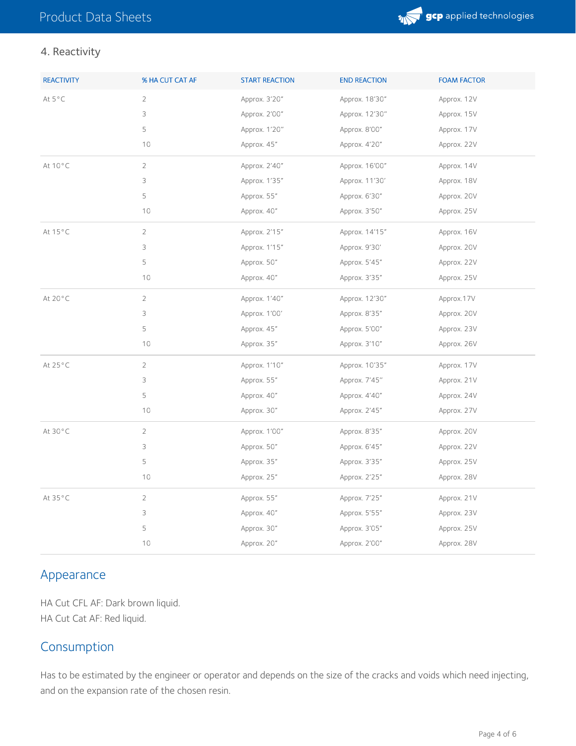## 4. Reactivity

| REACTIVITY | % HA CUT CAT AF | START REACTION | END REACTION | FOAM FACTOR |
|---|---|---|---|---|
| At 5°C | 2 | Approx. 3'20" | Approx. 18'30" | Approx. 12V |
| | 3 | Approx. 2'00" | Approx. 12'30" | Approx. 15V |
| | 5 | Approx. 1'20" | Approx. 8'00" | Approx. 17V |
| | 10 | Approx. 45" | Approx. 4'20" | Approx. 22V |
| At 10°C | 2 | Approx. 2'40" | Approx. 16'00" | Approx. 14V |
| | 3 | Approx. 1'35" | Approx. 11'30' | Approx. 18V |
| | 5 | Approx. 55" | Approx. 6'30" | Approx. 20V |
| | 10 | Approx. 40" | Approx. 3'50" | Approx. 25V |
| At 15°C | 2 | Approx. 2'15" | Approx. 14'15" | Approx. 16V |
| | 3 | Approx. 1'15" | Approx. 9'30' | Approx. 20V |
| | 5 | Approx. 50" | Approx. 5'45" | Approx. 22V |
| | 10 | Approx. 40" | Approx. 3'35" | Approx. 25V |
| At 20°C | 2 | Approx. 1'40" | Approx. 12'30" | Approx.17V |
| | 3 | Approx. 1'00' | Approx. 8'35" | Approx. 20V |
| | 5 | Approx. 45" | Approx. 5'00" | Approx. 23V |
| | 10 | Approx. 35" | Approx. 3'10" | Approx. 26V |
| At 25°C | 2 | Approx. 1'10" | Approx. 10'35" | Approx. 17V |
| | 3 | Approx. 55" | Approx. 7'45" | Approx. 21V |
| | 5 | Approx. 40" | Approx. 4'40" | Approx. 24V |
| | 10 | Approx. 30" | Approx. 2'45" | Approx. 27V |
| At 30°C | 2 | Approx. 1'00" | Approx. 8'35" | Approx. 20V |
| | 3 | Approx. 50" | Approx. 6'45" | Approx. 22V |
| | 5 | Approx. 35" | Approx. 3'35" | Approx. 25V |
| | 10 | Approx. 25" | Approx. 2'25" | Approx. 28V |
| At 35°C | 2 | Approx. 55" | Approx. 7'25" | Approx. 21V |
| | 3 | Approx. 40" | Approx. 5'55" | Approx. 23V |
| | 5 | Approx. 30" | Approx. 3'05" | Approx. 25V |
| | 10 | Approx. 20" | Approx. 2'00" | Approx. 28V |

## Appearance

HA Cut CFL AF: Dark brown liquid.
HA Cut Cat AF: Red liquid.

## Consumption

Has to be estimated by the engineer or operator and depends on the size of the cracks and voids which need injecting, and on the expansion rate of the chosen resin.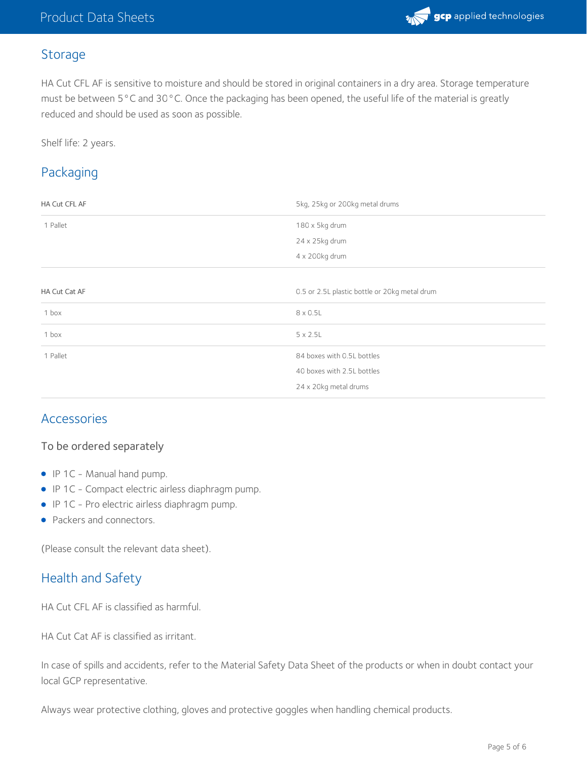## Storage

HA Cut CFL AF is sensitive to moisture and should be stored in original containers in a dry area. Storage temperature must be between 5°C and 30°C. Once the packaging has been opened, the useful life of the material is greatly reduced and should be used as soon as possible.

Shelf life: 2 years.

## Packaging

| HA Cut CFL AF | 5kg, 25kg or 200kg metal drums |
| --- | --- |
| 1 Pallet | 180 x 5kg drum<br>24 x 25kg drum<br>4 x 200kg drum |

| HA Cut Cat AF | 0.5 or 2.5L plastic bottle or 20kg metal drum |
| --- | --- |
| 1 box | 8 x 0.5L |
| 1 box | 5 x 2.5L |
| 1 Pallet | 84 boxes with 0.5L bottles<br>40 boxes with 2.5L bottles<br>24 x 20kg metal drums |

## Accessories

### To be ordered separately

- IP 1C - Manual hand pump.
- IP 1C - Compact electric airless diaphragm pump.
- IP 1C - Pro electric airless diaphragm pump.
- Packers and connectors.

(Please consult the relevant data sheet).

## Health and Safety

HA Cut CFL AF is classified as harmful.

HA Cut Cat AF is classified as irritant.

In case of spills and accidents, refer to the Material Safety Data Sheet of the products or when in doubt contact your local GCP representative.

Always wear protective clothing, gloves and protective goggles when handling chemical products.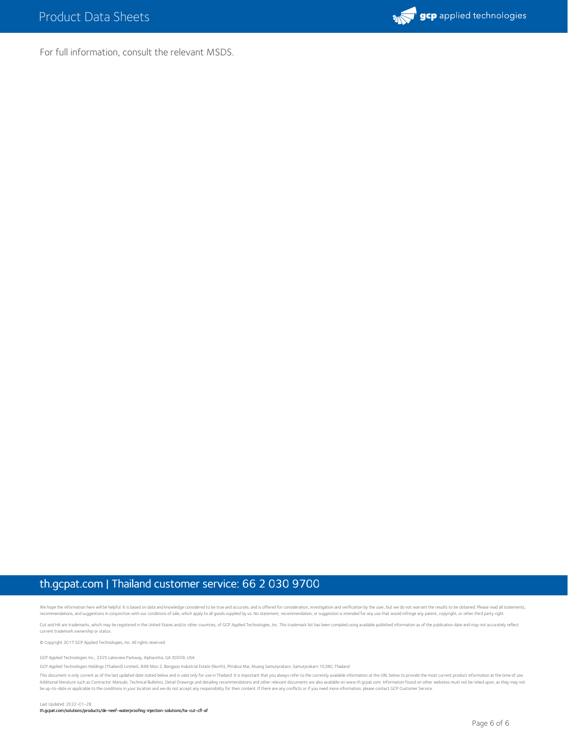For full information, consult the relevant MSDS.

th.gcpat.com | Thailand customer service: 66 2 030 9700

We hope the information here will be helpful. It is based on data and knowledge considered to be true and accurate, and is offered for consideration, investigation and verification by the user, but we do not warrant the results to be obtained. Please read all statements, recommendations, and suggestions in conjunction with our conditions of sale, which apply to all goods supplied by us. No statement, recommendation, or suggestion is intended for any use that would infringe any patent, copyright, or other third party right.

Cut and HA are trademarks, which may be registered in the United States and/or other countries, of GCP Applied Technologies, Inc. This trademark list has been compiled using available published information as of the publication date and may not accurately reflect current trademark ownership or status.

© Copyright 2017 GCP Applied Technologies, Inc. All rights reserved.

GCP Applied Technologies Inc., 2325 Lakeview Parkway, Alpharetta, GA 30009, USA

GCP Applied Technologies Holdings (Thailand) Limited., 848 Moo 2, Bangpoo Industrial Estate (North), Phraksa Mai, Muang Samutprakarn, Samutprakarn 10280, Thailand

This document is only current as of the last updated date stated below and is valid only for use in Thailand. It is important that you always refer to the currently available information at the URL below to provide the most current product information at the time of use. Additional literature such as Contractor Manuals, Technical Bulletins, Detail Drawings and detailing recommendations and other relevant documents are also available on www.th.gcpat.com. Information found on other websites must not be relied upon, as they may not be up-to-date or applicable to the conditions in your location and we do not accept any responsibility for their content. If there are any conflicts or if you need more information, please contact GCP Customer Service.

Last Updated: 2022-01-28

th.gcpat.com/solutions/products/de-neef-waterproofing-injection-solutions/ha-cut-cfl-af